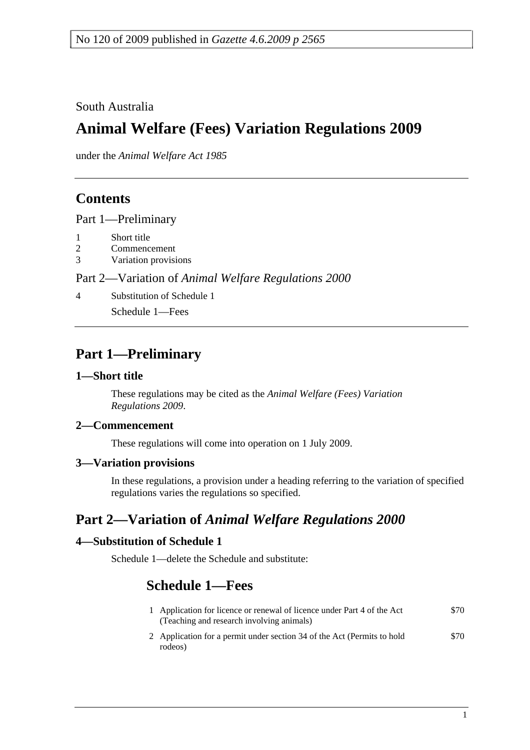No 120 of 2009 published in *Gazette 4.6.2009 p 2565*

South Australia

# Animal Welfare (Fees) Variation Regulations 2009

under the *Animal Welfare Act 1985*

## Contents

Part 1—Preliminary

1 Short title
2 Commencement
3 Variation provisions

Part 2—Variation of *Animal Welfare Regulations 2000*

4 Substitution of Schedule 1

Schedule 1—Fees

## Part 1—Preliminary

### 1—Short title

These regulations may be cited as the *Animal Welfare (Fees) Variation Regulations 2009*.

### 2—Commencement

These regulations will come into operation on 1 July 2009.

### 3—Variation provisions

In these regulations, a provision under a heading referring to the variation of specified regulations varies the regulations so specified.

## Part 2—Variation of *Animal Welfare Regulations 2000*

### 4—Substitution of Schedule 1

Schedule 1—delete the Schedule and substitute:

## Schedule 1—Fees

| | | |
|---|---|---|
| 1 | Application for licence or renewal of licence under Part 4 of the Act (Teaching and research involving animals) | $70 |
| 2 | Application for a permit under section 34 of the Act (Permits to hold rodeos) | $70 |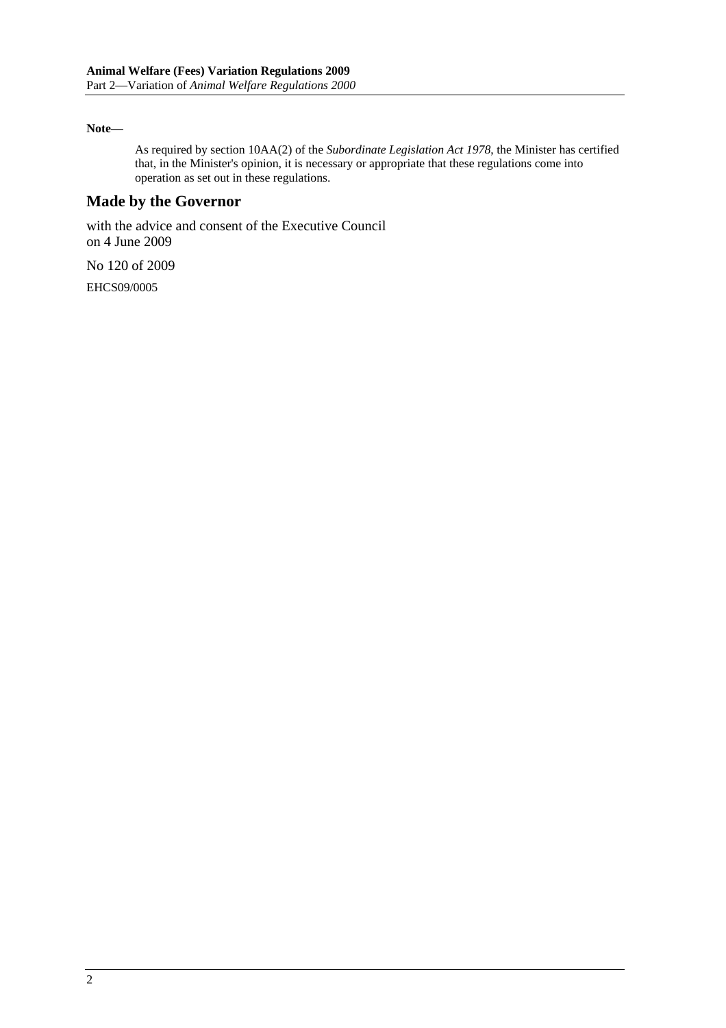**Note—**

As required by section 10AA(2) of the *Subordinate Legislation Act 1978*, the Minister has certified that, in the Minister's opinion, it is necessary or appropriate that these regulations come into operation as set out in these regulations.

## Made by the Governor

with the advice and consent of the Executive Council on 4 June 2009

No 120 of 2009

EHCS09/0005